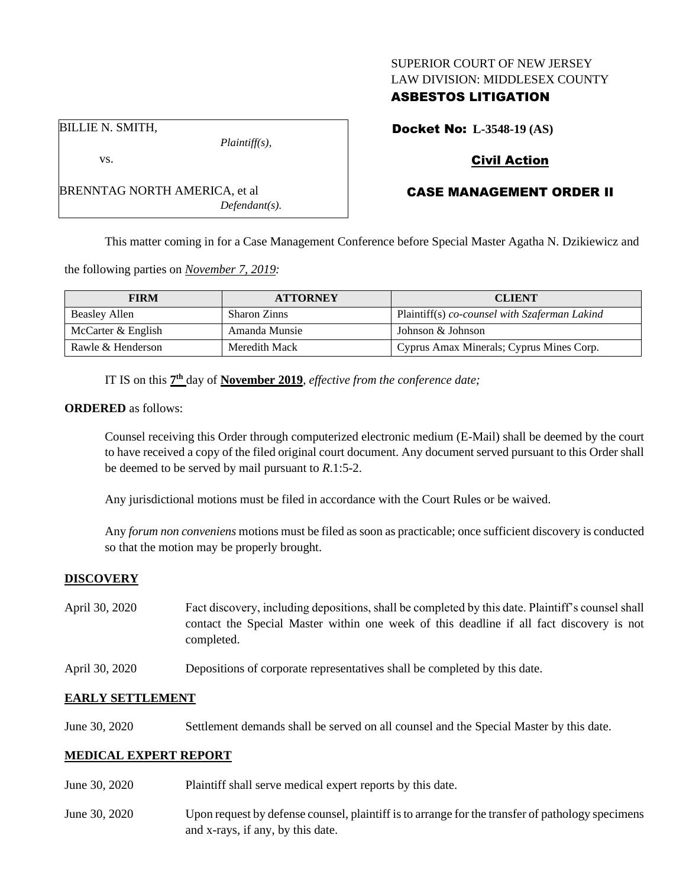SUPERIOR COURT OF NEW JERSEY
LAW DIVISION: MIDDLESEX COUNTY
**ASBESTOS LITIGATION**

BILLIE N. SMITH,
*Plaintiff(s),*
vs.
BRENNTAG NORTH AMERICA, et al
*Defendant(s).*

**Docket No: L-3548-19 (AS)**

**Civil Action**

**CASE MANAGEMENT ORDER II**

This matter coming in for a Case Management Conference before Special Master Agatha N. Dzikiewicz and the following parties on *November 7, 2019:*

| FIRM | ATTORNEY | CLIENT |
| --- | --- | --- |
| Beasley Allen | Sharon Zinns | Plaintiff(s) *co-counsel with Szaferman Lakind* |
| McCarter & English | Amanda Munsie | Johnson & Johnson |
| Rawle & Henderson | Meredith Mack | Cyprus Amax Minerals; Cyprus Mines Corp. |

IT IS on this **7th** day of **November 2019**, *effective from the conference date;*

**ORDERED** as follows:

Counsel receiving this Order through computerized electronic medium (E-Mail) shall be deemed by the court to have received a copy of the filed original court document. Any document served pursuant to this Order shall be deemed to be served by mail pursuant to *R*.1:5-2.

Any jurisdictional motions must be filed in accordance with the Court Rules or be waived.

Any *forum non conveniens* motions must be filed as soon as practicable; once sufficient discovery is conducted so that the motion may be properly brought.

## DISCOVERY

April 30, 2020 — Fact discovery, including depositions, shall be completed by this date. Plaintiff's counsel shall contact the Special Master within one week of this deadline if all fact discovery is not completed.

April 30, 2020 — Depositions of corporate representatives shall be completed by this date.

## EARLY SETTLEMENT

June 30, 2020 — Settlement demands shall be served on all counsel and the Special Master by this date.

## MEDICAL EXPERT REPORT

June 30, 2020 — Plaintiff shall serve medical expert reports by this date.

June 30, 2020 — Upon request by defense counsel, plaintiff is to arrange for the transfer of pathology specimens and x-rays, if any, by this date.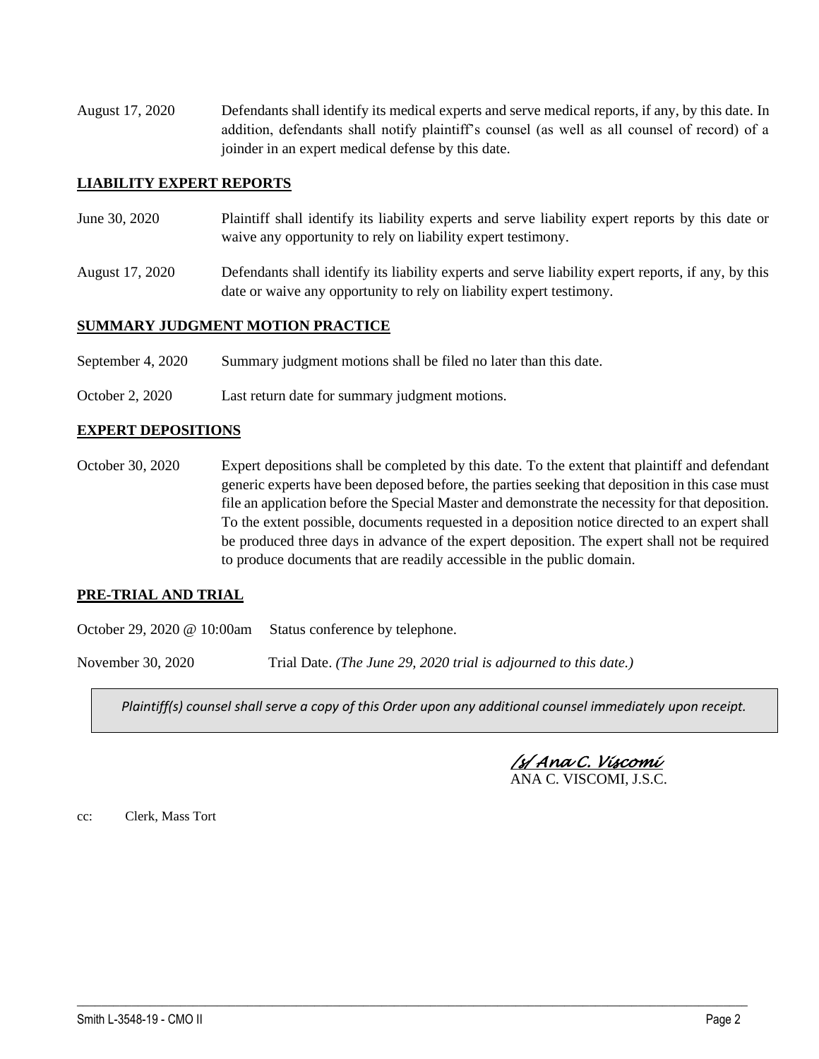August 17, 2020 Defendants shall identify its medical experts and serve medical reports, if any, by this date. In addition, defendants shall notify plaintiff's counsel (as well as all counsel of record) of a joinder in an expert medical defense by this date.

**LIABILITY EXPERT REPORTS**

June 30, 2020 Plaintiff shall identify its liability experts and serve liability expert reports by this date or waive any opportunity to rely on liability expert testimony.

August 17, 2020 Defendants shall identify its liability experts and serve liability expert reports, if any, by this date or waive any opportunity to rely on liability expert testimony.

**SUMMARY JUDGMENT MOTION PRACTICE**

September 4, 2020 Summary judgment motions shall be filed no later than this date.

October 2, 2020 Last return date for summary judgment motions.

**EXPERT DEPOSITIONS**

October 30, 2020 Expert depositions shall be completed by this date. To the extent that plaintiff and defendant generic experts have been deposed before, the parties seeking that deposition in this case must file an application before the Special Master and demonstrate the necessity for that deposition. To the extent possible, documents requested in a deposition notice directed to an expert shall be produced three days in advance of the expert deposition. The expert shall not be required to produce documents that are readily accessible in the public domain.

**PRE-TRIAL AND TRIAL**

October 29, 2020 @ 10:00am Status conference by telephone.

November 30, 2020 Trial Date. *(The June 29, 2020 trial is adjourned to this date.)*

*Plaintiff(s) counsel shall serve a copy of this Order upon any additional counsel immediately upon receipt.*

/s/ Ana C. Viscomi
ANA C. VISCOMI, J.S.C.

cc: Clerk, Mass Tort